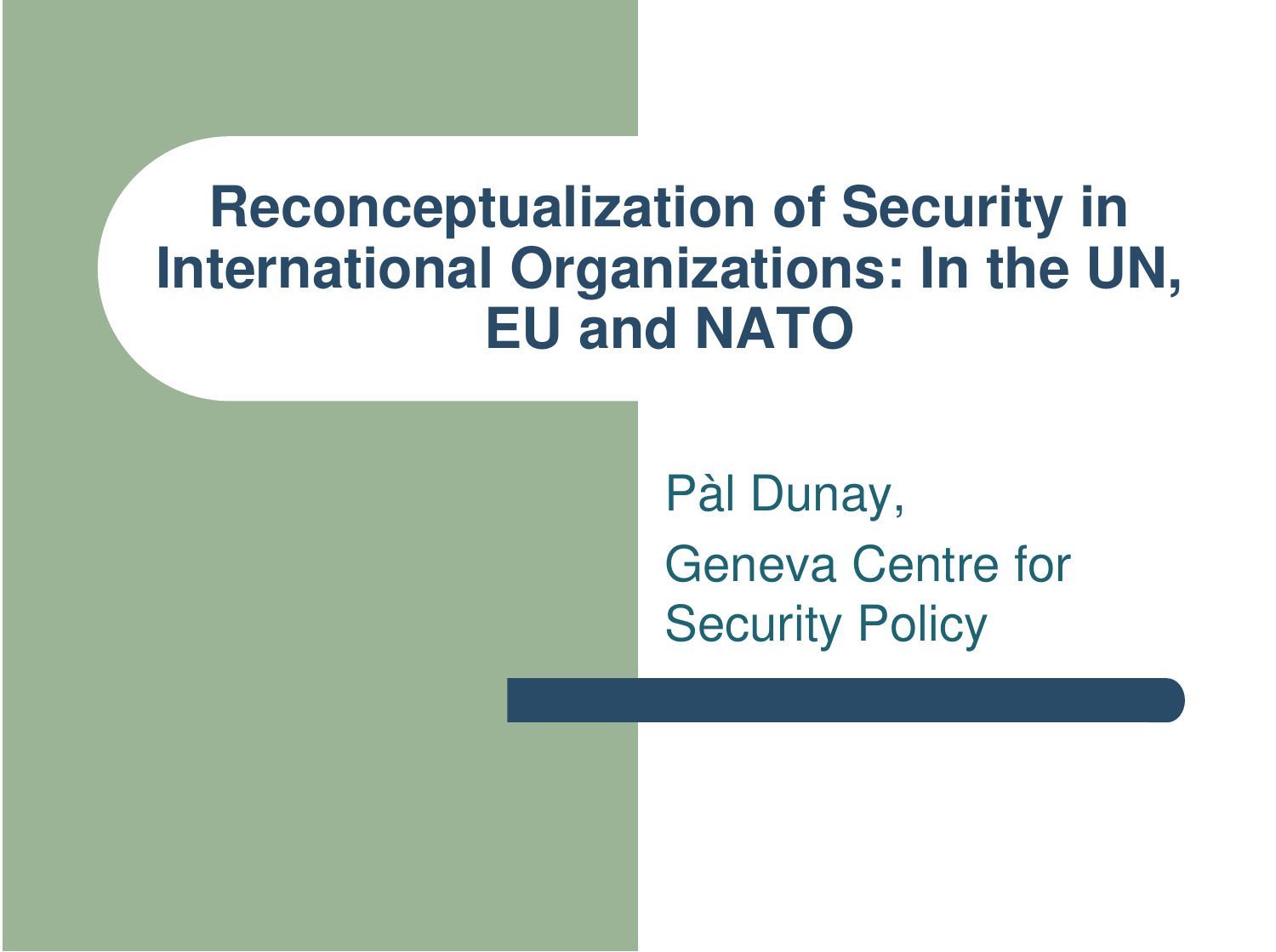# Reconceptualization of Security in International Organizations: In the UN, EU and NATO

Pàl Dunay,

Geneva Centre for Security Policy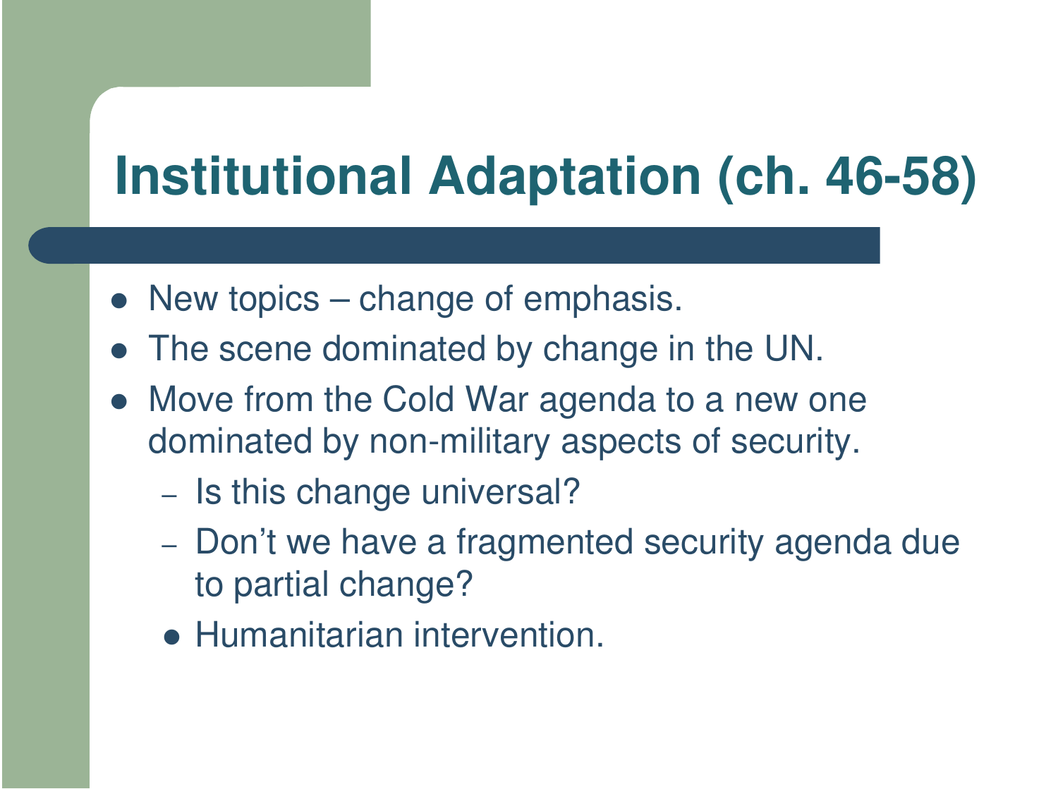# Institutional Adaptation (ch. 46-58)

- New topics – change of emphasis.
- The scene dominated by change in the UN.
- Move from the Cold War agenda to a new one dominated by non-military aspects of security.
  - Is this change universal?
  - Don't we have a fragmented security agenda due to partial change?
  - Humanitarian intervention.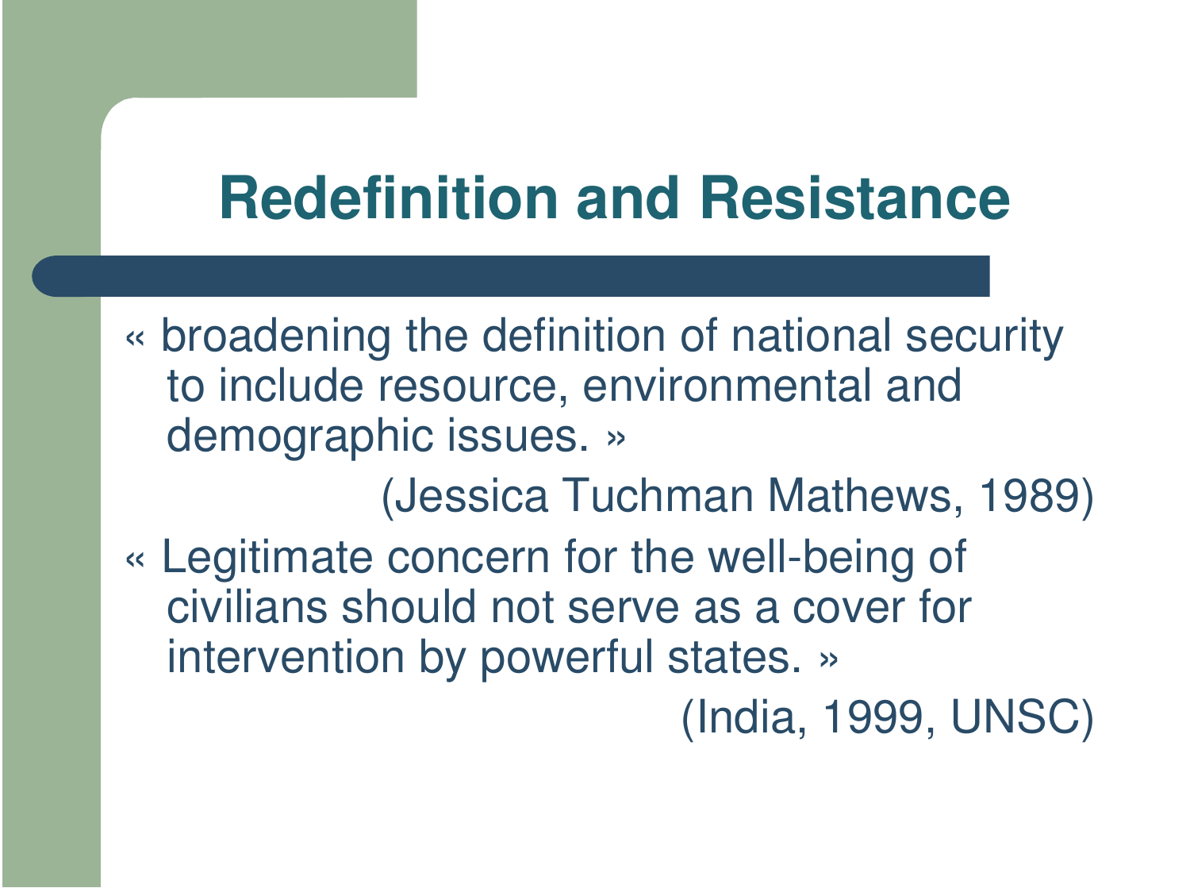# Redefinition and Resistance

« broadening the definition of national security to include resource, environmental and demographic issues. »

(Jessica Tuchman Mathews, 1989)

« Legitimate concern for the well-being of civilians should not serve as a cover for intervention by powerful states. »

(India, 1999, UNSC)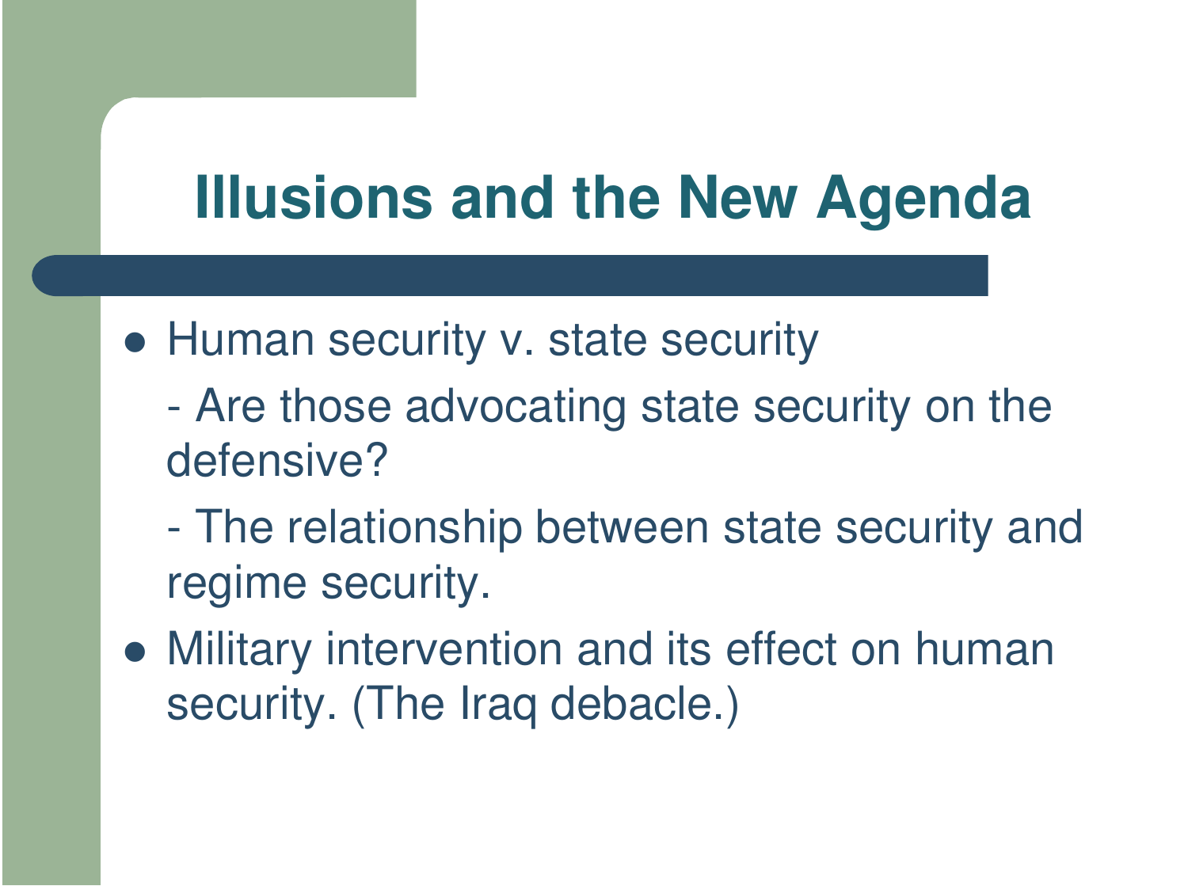# Illusions and the New Agenda

- Human security v. state security
  - Are those advocating state security on the defensive?
  - The relationship between state security and regime security.
- Military intervention and its effect on human security. (The Iraq debacle.)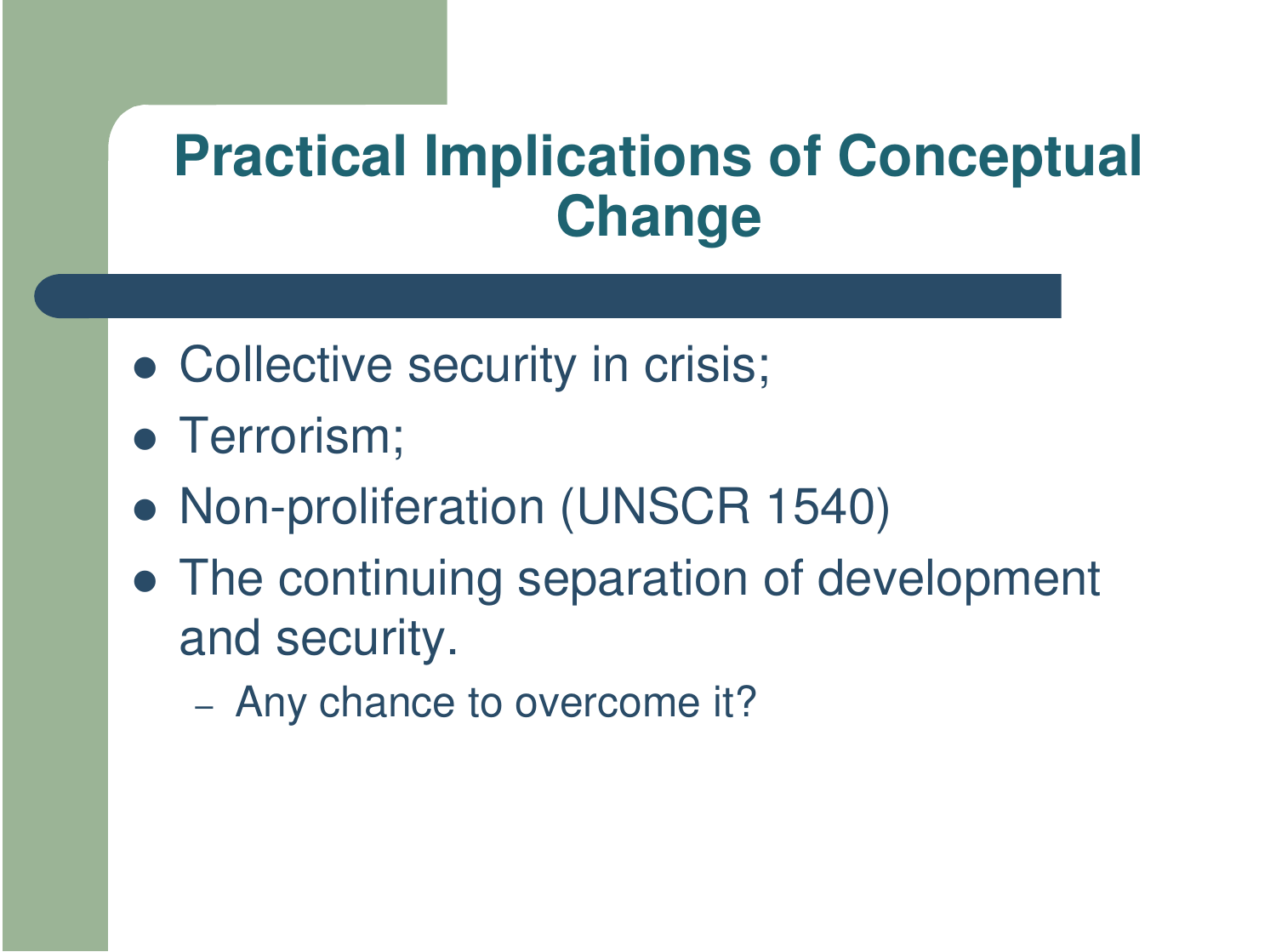# Practical Implications of Conceptual Change

- Collective security in crisis;
- Terrorism;
- Non-proliferation (UNSCR 1540)
- The continuing separation of development and security.
  - Any chance to overcome it?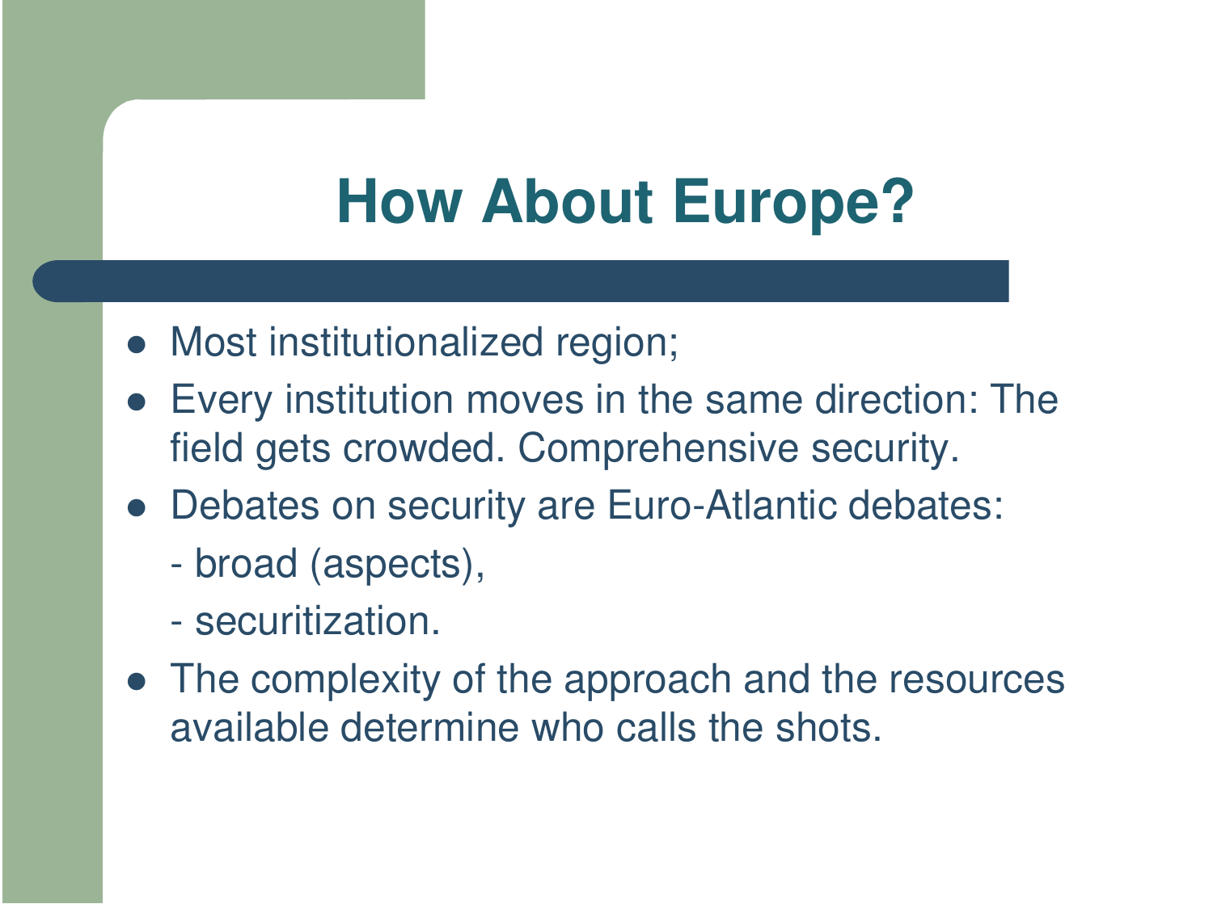# How About Europe?

- Most institutionalized region;
- Every institution moves in the same direction: The field gets crowded. Comprehensive security.
- Debates on security are Euro-Atlantic debates:
  - broad (aspects),
  - securitization.
- The complexity of the approach and the resources available determine who calls the shots.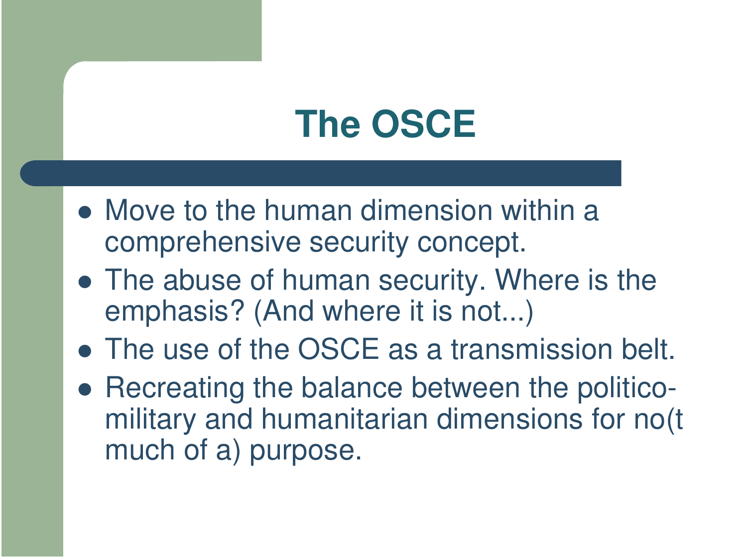# The OSCE

- Move to the human dimension within a comprehensive security concept.
- The abuse of human security. Where is the emphasis? (And where it is not...)
- The use of the OSCE as a transmission belt.
- Recreating the balance between the politico-military and humanitarian dimensions for no(t much of a) purpose.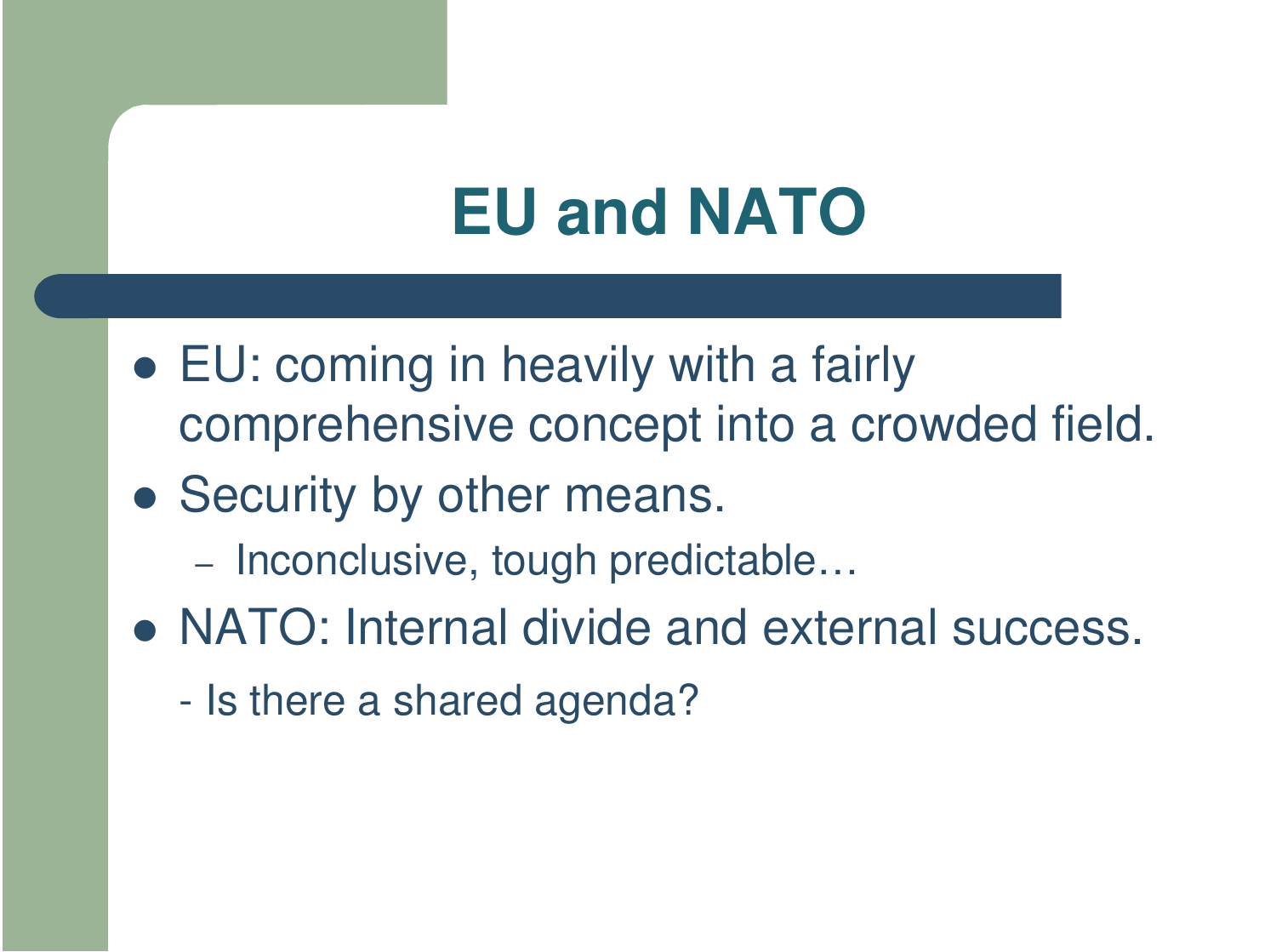# EU and NATO

- EU: coming in heavily with a fairly comprehensive concept into a crowded field.
- Security by other means.
  - Inconclusive, tough predictable…
- NATO: Internal divide and external success.
  - Is there a shared agenda?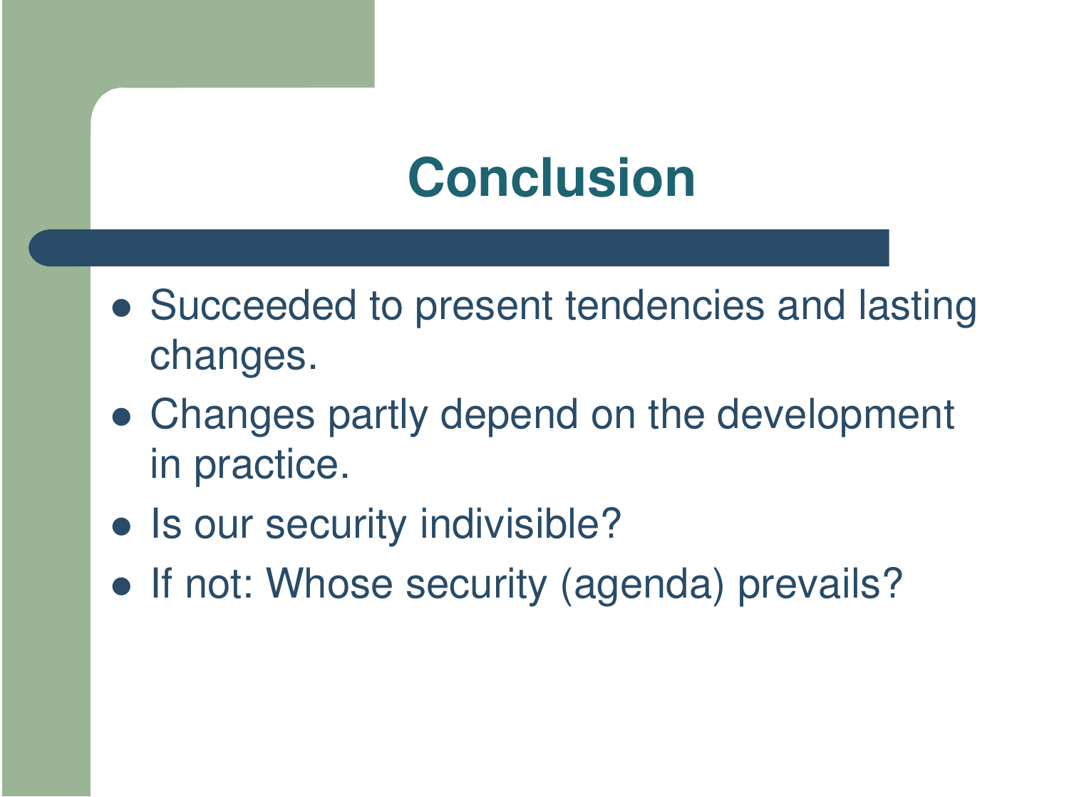# Conclusion

- Succeeded to present tendencies and lasting changes.
- Changes partly depend on the development in practice.
- Is our security indivisible?
- If not: Whose security (agenda) prevails?